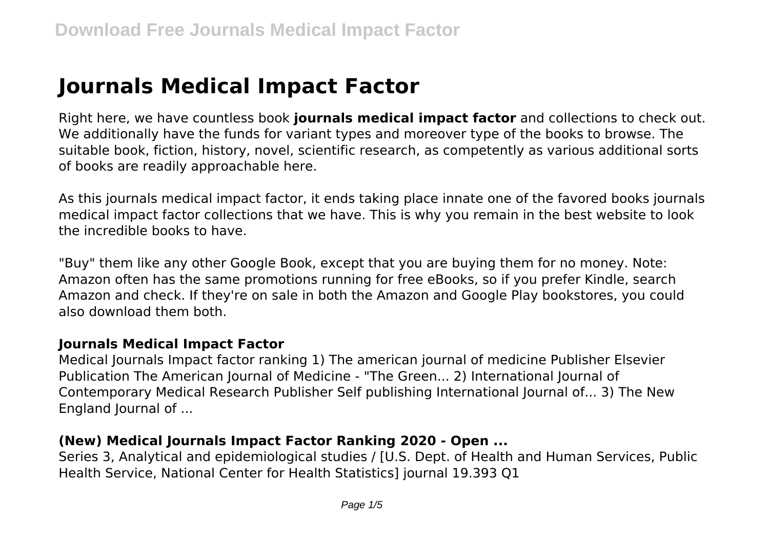# Journals Medical Impact Factor

Right here, we have countless book **journals medical impact factor** and collections to check out. We additionally have the funds for variant types and moreover type of the books to browse. The suitable book, fiction, history, novel, scientific research, as competently as various additional sorts of books are readily approachable here.

As this journals medical impact factor, it ends taking place innate one of the favored books journals medical impact factor collections that we have. This is why you remain in the best website to look the incredible books to have.

"Buy" them like any other Google Book, except that you are buying them for no money. Note: Amazon often has the same promotions running for free eBooks, so if you prefer Kindle, search Amazon and check. If they're on sale in both the Amazon and Google Play bookstores, you could also download them both.

### Journals Medical Impact Factor

Medical Journals Impact factor ranking 1) The american journal of medicine Publisher Elsevier Publication The American Journal of Medicine - "The Green... 2) International Journal of Contemporary Medical Research Publisher Self publishing International Journal of... 3) The New England Journal of ...

### (New) Medical Journals Impact Factor Ranking 2020 - Open ...

Series 3, Analytical and epidemiological studies / [U.S. Dept. of Health and Human Services, Public Health Service, National Center for Health Statistics] journal 19.393 Q1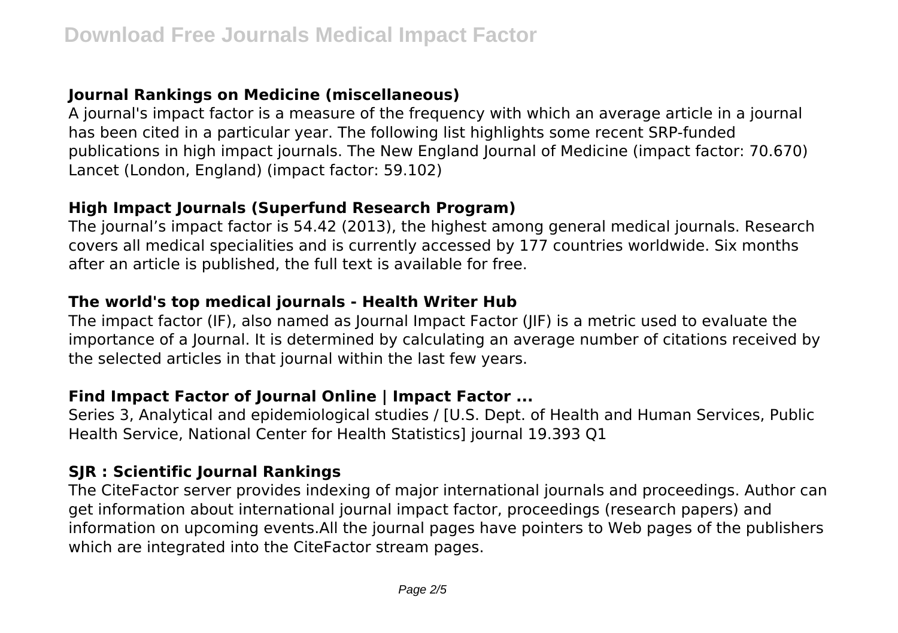### Journal Rankings on Medicine (miscellaneous)

A journal's impact factor is a measure of the frequency with which an average article in a journal has been cited in a particular year. The following list highlights some recent SRP-funded publications in high impact journals. The New England Journal of Medicine (impact factor: 70.670) Lancet (London, England) (impact factor: 59.102)

### High Impact Journals (Superfund Research Program)

The journal's impact factor is 54.42 (2013), the highest among general medical journals. Research covers all medical specialities and is currently accessed by 177 countries worldwide. Six months after an article is published, the full text is available for free.

### The world's top medical journals - Health Writer Hub

The impact factor (IF), also named as Journal Impact Factor (JIF) is a metric used to evaluate the importance of a Journal. It is determined by calculating an average number of citations received by the selected articles in that journal within the last few years.

### Find Impact Factor of Journal Online | Impact Factor ...

Series 3, Analytical and epidemiological studies / [U.S. Dept. of Health and Human Services, Public Health Service, National Center for Health Statistics] journal 19.393 Q1

### SJR : Scientific Journal Rankings

The CiteFactor server provides indexing of major international journals and proceedings. Author can get information about international journal impact factor, proceedings (research papers) and information on upcoming events.All the journal pages have pointers to Web pages of the publishers which are integrated into the CiteFactor stream pages.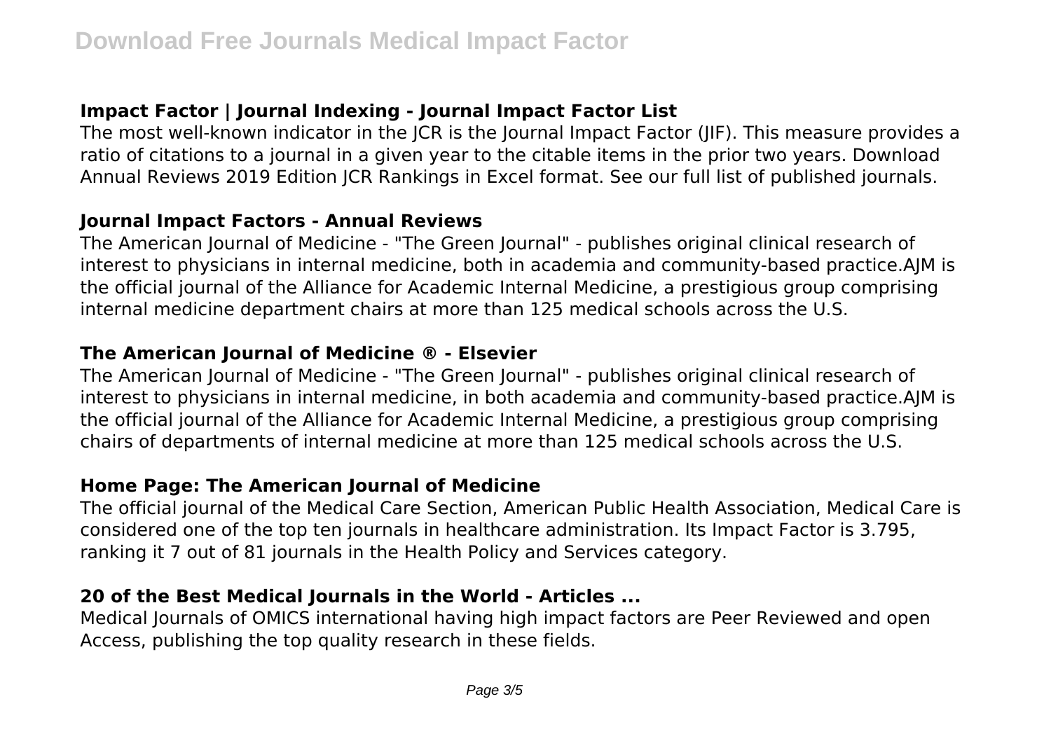### Impact Factor | Journal Indexing - Journal Impact Factor List

The most well-known indicator in the JCR is the Journal Impact Factor (JIF). This measure provides a ratio of citations to a journal in a given year to the citable items in the prior two years. Download Annual Reviews 2019 Edition JCR Rankings in Excel format. See our full list of published journals.

### Journal Impact Factors - Annual Reviews

The American Journal of Medicine - "The Green Journal" - publishes original clinical research of interest to physicians in internal medicine, both in academia and community-based practice.AJM is the official journal of the Alliance for Academic Internal Medicine, a prestigious group comprising internal medicine department chairs at more than 125 medical schools across the U.S.

### The American Journal of Medicine ® - Elsevier

The American Journal of Medicine - "The Green Journal" - publishes original clinical research of interest to physicians in internal medicine, in both academia and community-based practice.AJM is the official journal of the Alliance for Academic Internal Medicine, a prestigious group comprising chairs of departments of internal medicine at more than 125 medical schools across the U.S.

### Home Page: The American Journal of Medicine

The official journal of the Medical Care Section, American Public Health Association, Medical Care is considered one of the top ten journals in healthcare administration. Its Impact Factor is 3.795, ranking it 7 out of 81 journals in the Health Policy and Services category.

### 20 of the Best Medical Journals in the World - Articles ...

Medical Journals of OMICS international having high impact factors are Peer Reviewed and open Access, publishing the top quality research in these fields.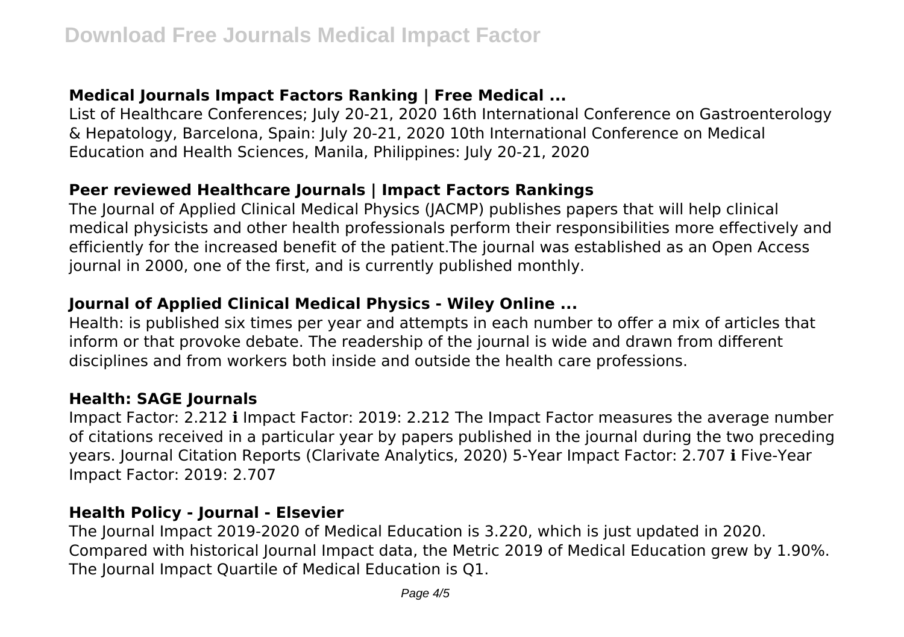## Medical Journals Impact Factors Ranking | Free Medical ...

List of Healthcare Conferences; July 20-21, 2020 16th International Conference on Gastroenterology & Hepatology, Barcelona, Spain: July 20-21, 2020 10th International Conference on Medical Education and Health Sciences, Manila, Philippines: July 20-21, 2020

## Peer reviewed Healthcare Journals | Impact Factors Rankings

The Journal of Applied Clinical Medical Physics (JACMP) publishes papers that will help clinical medical physicists and other health professionals perform their responsibilities more effectively and efficiently for the increased benefit of the patient.The journal was established as an Open Access journal in 2000, one of the first, and is currently published monthly.

## Journal of Applied Clinical Medical Physics - Wiley Online ...

Health: is published six times per year and attempts in each number to offer a mix of articles that inform or that provoke debate. The readership of the journal is wide and drawn from different disciplines and from workers both inside and outside the health care professions.

## Health: SAGE Journals

Impact Factor: 2.212 ℹ Impact Factor: 2019: 2.212 The Impact Factor measures the average number of citations received in a particular year by papers published in the journal during the two preceding years. Journal Citation Reports (Clarivate Analytics, 2020) 5-Year Impact Factor: 2.707 ℹ Five-Year Impact Factor: 2019: 2.707

## Health Policy - Journal - Elsevier

The Journal Impact 2019-2020 of Medical Education is 3.220, which is just updated in 2020. Compared with historical Journal Impact data, the Metric 2019 of Medical Education grew by 1.90%. The Journal Impact Quartile of Medical Education is Q1.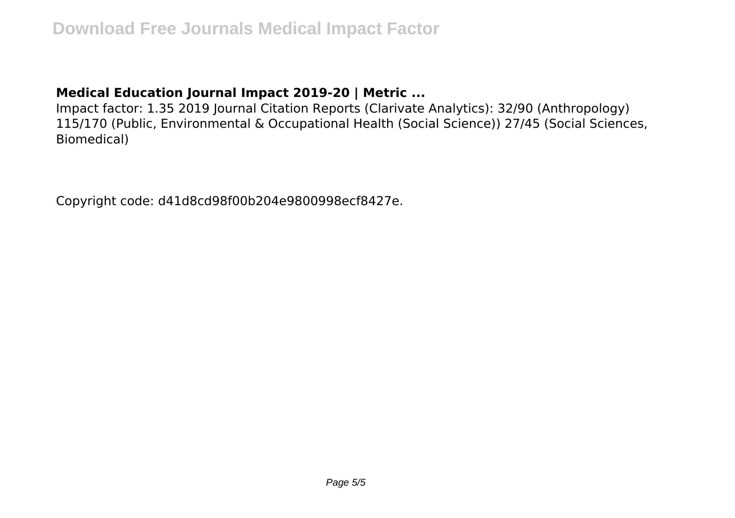**Medical Education Journal Impact 2019-20 | Metric ...**

Impact factor: 1.35 2019 Journal Citation Reports (Clarivate Analytics): 32/90 (Anthropology) 115/170 (Public, Environmental & Occupational Health (Social Science)) 27/45 (Social Sciences, Biomedical)

Copyright code: d41d8cd98f00b204e9800998ecf8427e.